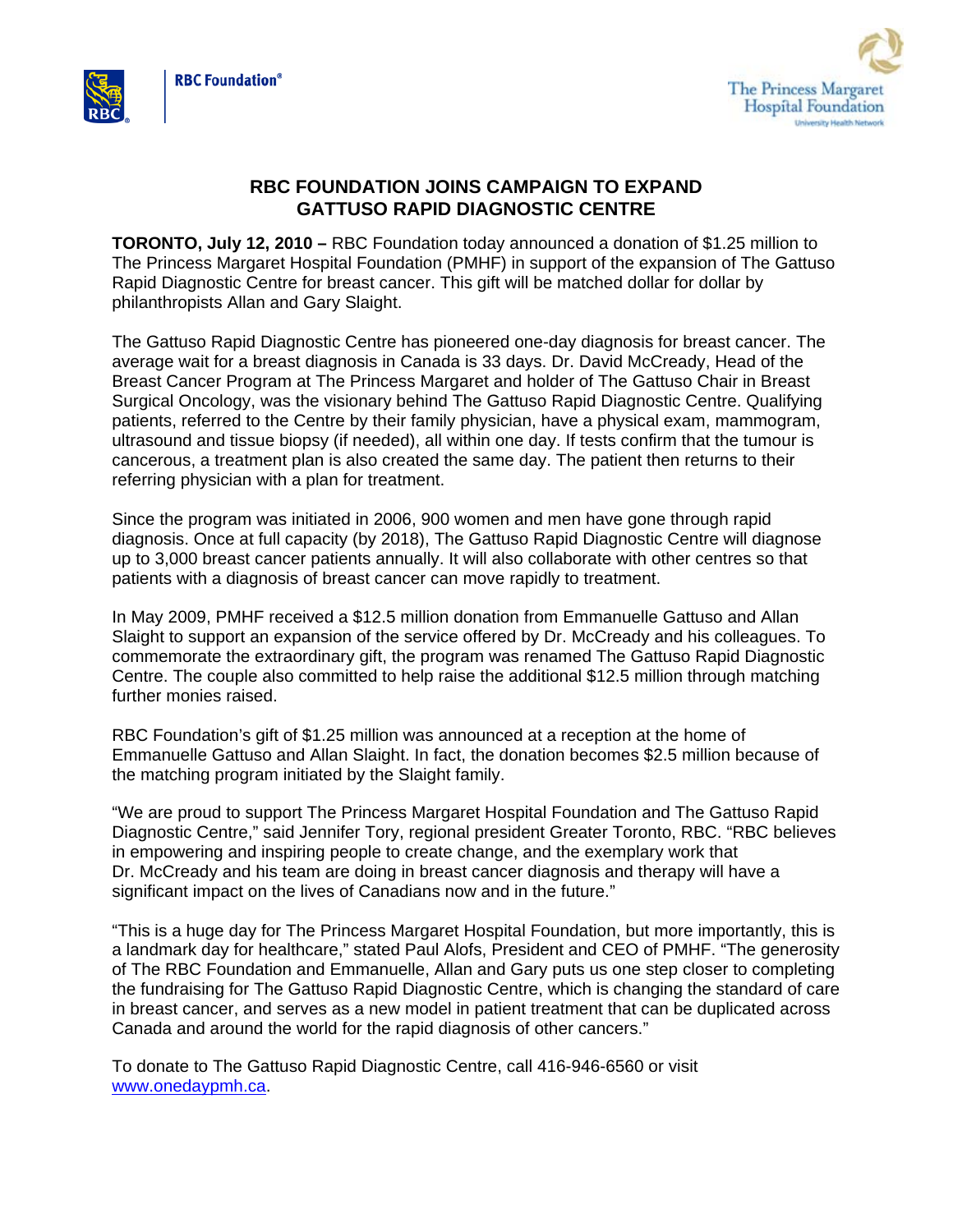RBC Foundation®

The Princess Margaret Hospital Foundation
University Health Network

# RBC FOUNDATION JOINS CAMPAIGN TO EXPAND GATTUSO RAPID DIAGNOSTIC CENTRE

**TORONTO, July 12, 2010 –** RBC Foundation today announced a donation of $1.25 million to The Princess Margaret Hospital Foundation (PMHF) in support of the expansion of The Gattuso Rapid Diagnostic Centre for breast cancer. This gift will be matched dollar for dollar by philanthropists Allan and Gary Slaight.

The Gattuso Rapid Diagnostic Centre has pioneered one-day diagnosis for breast cancer. The average wait for a breast diagnosis in Canada is 33 days. Dr. David McCready, Head of the Breast Cancer Program at The Princess Margaret and holder of The Gattuso Chair in Breast Surgical Oncology, was the visionary behind The Gattuso Rapid Diagnostic Centre. Qualifying patients, referred to the Centre by their family physician, have a physical exam, mammogram, ultrasound and tissue biopsy (if needed), all within one day. If tests confirm that the tumour is cancerous, a treatment plan is also created the same day. The patient then returns to their referring physician with a plan for treatment.

Since the program was initiated in 2006, 900 women and men have gone through rapid diagnosis. Once at full capacity (by 2018), The Gattuso Rapid Diagnostic Centre will diagnose up to 3,000 breast cancer patients annually. It will also collaborate with other centres so that patients with a diagnosis of breast cancer can move rapidly to treatment.

In May 2009, PMHF received a $12.5 million donation from Emmanuelle Gattuso and Allan Slaight to support an expansion of the service offered by Dr. McCready and his colleagues. To commemorate the extraordinary gift, the program was renamed The Gattuso Rapid Diagnostic Centre. The couple also committed to help raise the additional $12.5 million through matching further monies raised.

RBC Foundation's gift of $1.25 million was announced at a reception at the home of Emmanuelle Gattuso and Allan Slaight. In fact, the donation becomes $2.5 million because of the matching program initiated by the Slaight family.

"We are proud to support The Princess Margaret Hospital Foundation and The Gattuso Rapid Diagnostic Centre," said Jennifer Tory, regional president Greater Toronto, RBC. "RBC believes in empowering and inspiring people to create change, and the exemplary work that Dr. McCready and his team are doing in breast cancer diagnosis and therapy will have a significant impact on the lives of Canadians now and in the future."

"This is a huge day for The Princess Margaret Hospital Foundation, but more importantly, this is a landmark day for healthcare," stated Paul Alofs, President and CEO of PMHF. "The generosity of The RBC Foundation and Emmanuelle, Allan and Gary puts us one step closer to completing the fundraising for The Gattuso Rapid Diagnostic Centre, which is changing the standard of care in breast cancer, and serves as a new model in patient treatment that can be duplicated across Canada and around the world for the rapid diagnosis of other cancers."

To donate to The Gattuso Rapid Diagnostic Centre, call 416-946-6560 or visit www.onedaypmh.ca.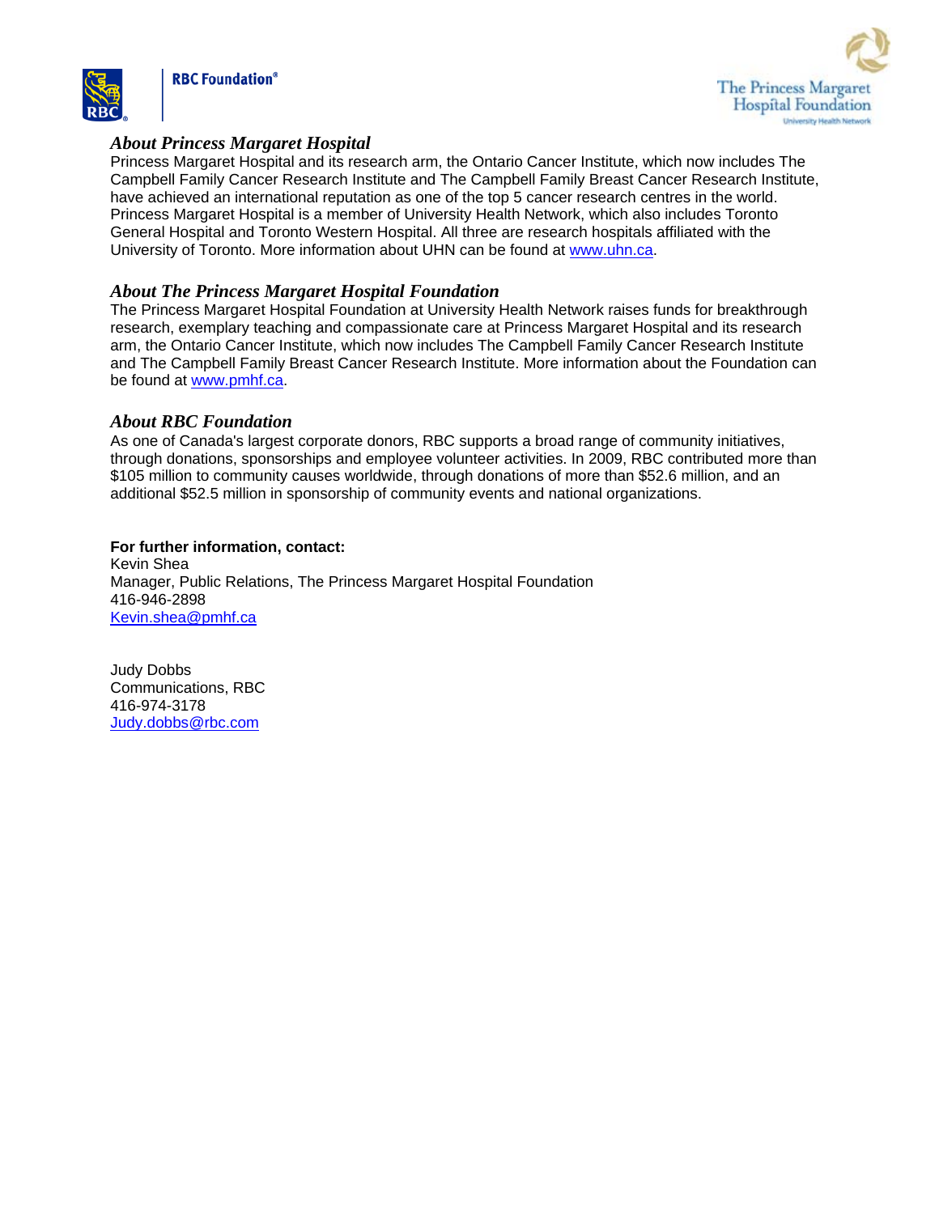### *About Princess Margaret Hospital*

Princess Margaret Hospital and its research arm, the Ontario Cancer Institute, which now includes The Campbell Family Cancer Research Institute and The Campbell Family Breast Cancer Research Institute, have achieved an international reputation as one of the top 5 cancer research centres in the world. Princess Margaret Hospital is a member of University Health Network, which also includes Toronto General Hospital and Toronto Western Hospital. All three are research hospitals affiliated with the University of Toronto. More information about UHN can be found at www.uhn.ca.

### *About The Princess Margaret Hospital Foundation*

The Princess Margaret Hospital Foundation at University Health Network raises funds for breakthrough research, exemplary teaching and compassionate care at Princess Margaret Hospital and its research arm, the Ontario Cancer Institute, which now includes The Campbell Family Cancer Research Institute and The Campbell Family Breast Cancer Research Institute. More information about the Foundation can be found at www.pmhf.ca.

### *About RBC Foundation*

As one of Canada's largest corporate donors, RBC supports a broad range of community initiatives, through donations, sponsorships and employee volunteer activities. In 2009, RBC contributed more than $105 million to community causes worldwide, through donations of more than $52.6 million, and an additional $52.5 million in sponsorship of community events and national organizations.

**For further information, contact:**
Kevin Shea
Manager, Public Relations, The Princess Margaret Hospital Foundation
416-946-2898
Kevin.shea@pmhf.ca

Judy Dobbs
Communications, RBC
416-974-3178
Judy.dobbs@rbc.com